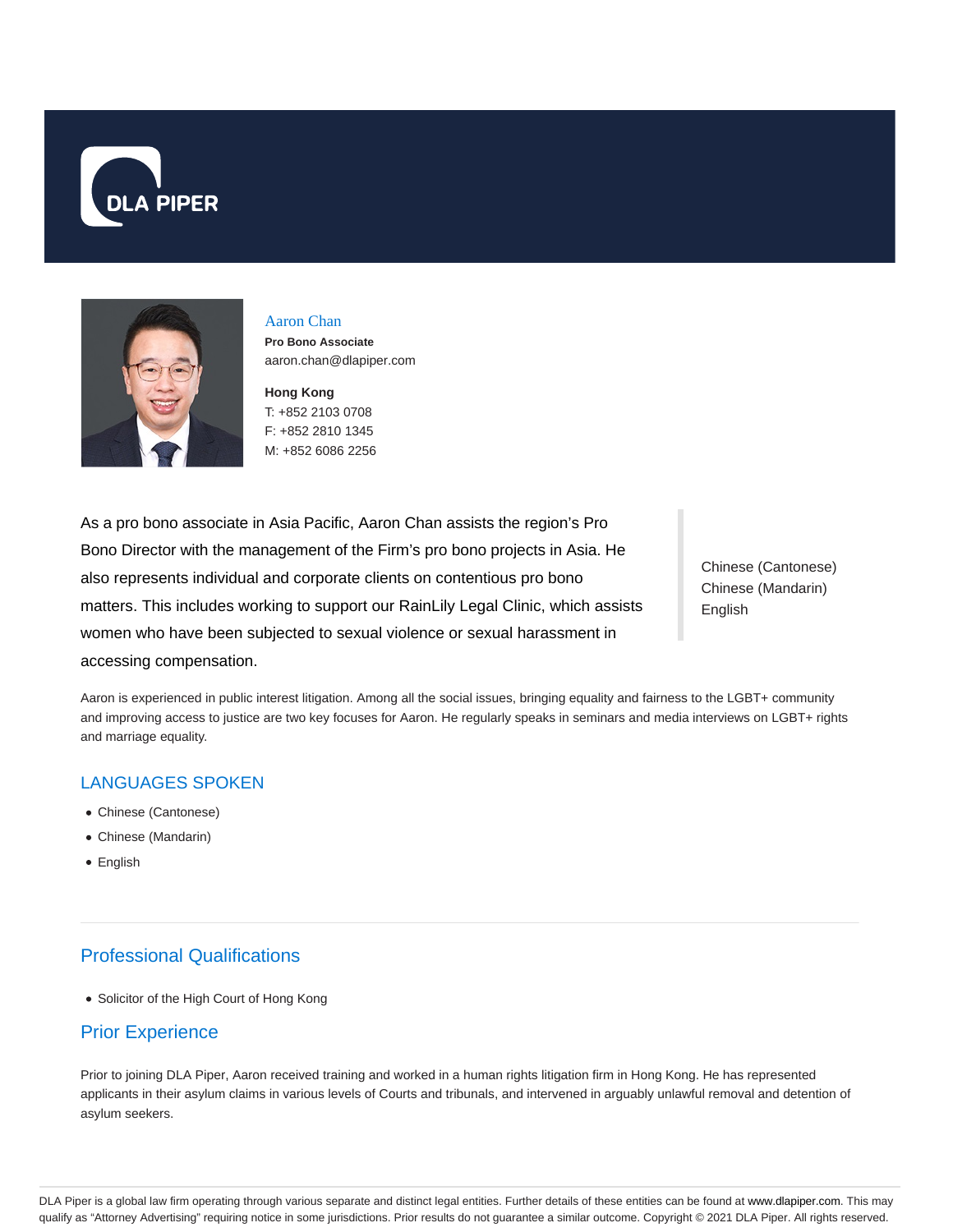DLA PIPER

Aaron Chan

**Pro Bono Associate**

aaron.chan@dlapiper.com

**Hong Kong**

T: +852 2103 0708

F: +852 2810 1345

M: +852 6086 2256

As a pro bono associate in Asia Pacific, Aaron Chan assists the region's Pro Bono Director with the management of the Firm's pro bono projects in Asia. He also represents individual and corporate clients on contentious pro bono matters. This includes working to support our RainLily Legal Clinic, which assists women who have been subjected to sexual violence or sexual harassment in accessing compensation.

Chinese (Cantonese)
Chinese (Mandarin)
English

Aaron is experienced in public interest litigation. Among all the social issues, bringing equality and fairness to the LGBT+ community and improving access to justice are two key focuses for Aaron. He regularly speaks in seminars and media interviews on LGBT+ rights and marriage equality.

## LANGUAGES SPOKEN

- Chinese (Cantonese)
- Chinese (Mandarin)
- English

## Professional Qualifications

- Solicitor of the High Court of Hong Kong

## Prior Experience

Prior to joining DLA Piper, Aaron received training and worked in a human rights litigation firm in Hong Kong. He has represented applicants in their asylum claims in various levels of Courts and tribunals, and intervened in arguably unlawful removal and detention of asylum seekers.

DLA Piper is a global law firm operating through various separate and distinct legal entities. Further details of these entities can be found at www.dlapiper.com. This may qualify as "Attorney Advertising" requiring notice in some jurisdictions. Prior results do not guarantee a similar outcome. Copyright © 2021 DLA Piper. All rights reserved.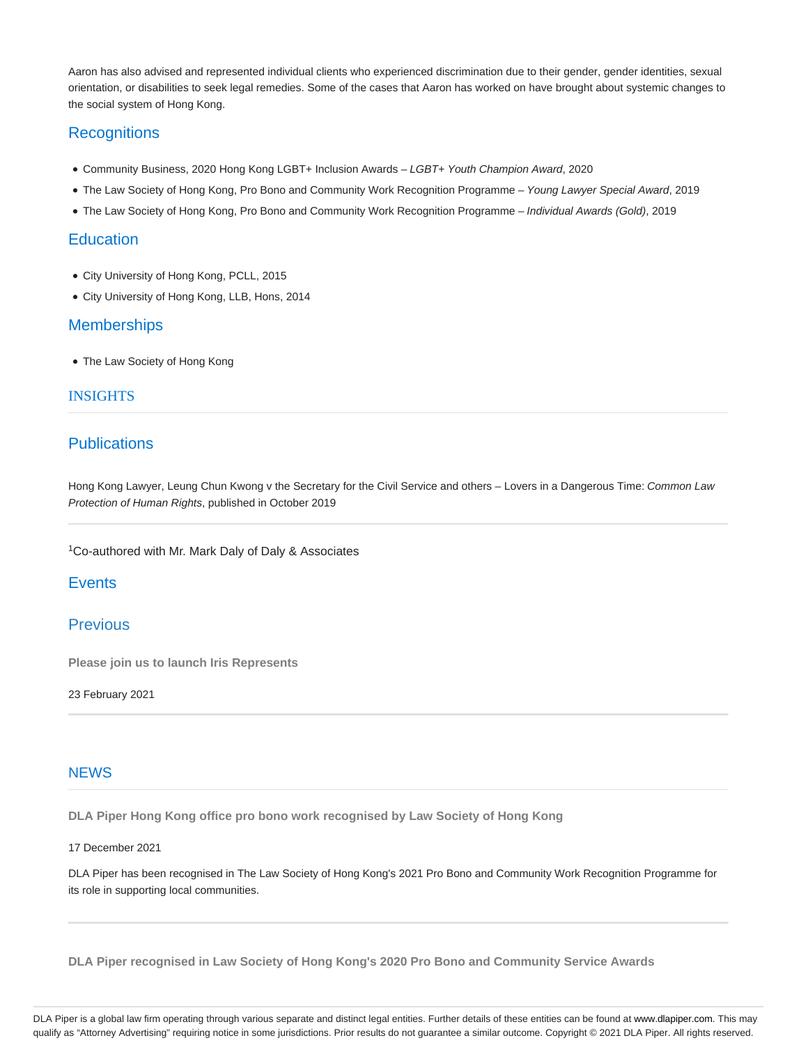Aaron has also advised and represented individual clients who experienced discrimination due to their gender, gender identities, sexual orientation, or disabilities to seek legal remedies. Some of the cases that Aaron has worked on have brought about systemic changes to the social system of Hong Kong.

## Recognitions

- Community Business, 2020 Hong Kong LGBT+ Inclusion Awards – *LGBT+ Youth Champion Award*, 2020
- The Law Society of Hong Kong, Pro Bono and Community Work Recognition Programme – *Young Lawyer Special Award*, 2019
- The Law Society of Hong Kong, Pro Bono and Community Work Recognition Programme – *Individual Awards (Gold)*, 2019

## Education

- City University of Hong Kong, PCLL, 2015
- City University of Hong Kong, LLB, Hons, 2014

## Memberships

- The Law Society of Hong Kong

# INSIGHTS

## Publications

Hong Kong Lawyer, Leung Chun Kwong v the Secretary for the Civil Service and others – Lovers in a Dangerous Time: *Common Law Protection of Human Rights*, published in October 2019

[1]Co-authored with Mr. Mark Daly of Daly & Associates

## Events

## Previous

**Please join us to launch Iris Represents**

23 February 2021

# NEWS

**DLA Piper Hong Kong office pro bono work recognised by Law Society of Hong Kong**

17 December 2021

DLA Piper has been recognised in The Law Society of Hong Kong's 2021 Pro Bono and Community Work Recognition Programme for its role in supporting local communities.

**DLA Piper recognised in Law Society of Hong Kong's 2020 Pro Bono and Community Service Awards**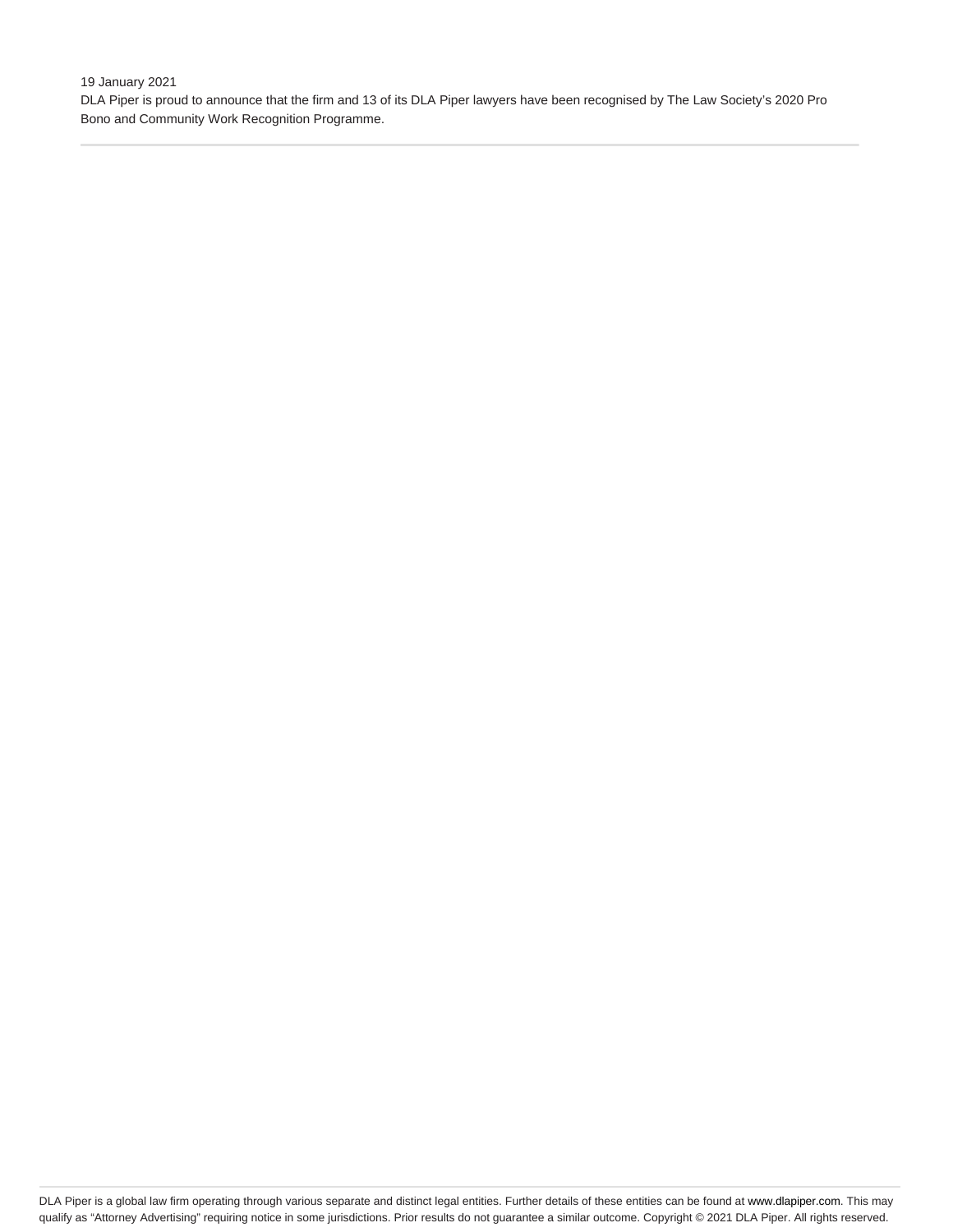19 January 2021

DLA Piper is proud to announce that the firm and 13 of its DLA Piper lawyers have been recognised by The Law Society's 2020 Pro Bono and Community Work Recognition Programme.

---

DLA Piper is a global law firm operating through various separate and distinct legal entities. Further details of these entities can be found at www.dlapiper.com. This may qualify as "Attorney Advertising" requiring notice in some jurisdictions. Prior results do not guarantee a similar outcome. Copyright © 2021 DLA Piper. All rights reserved.